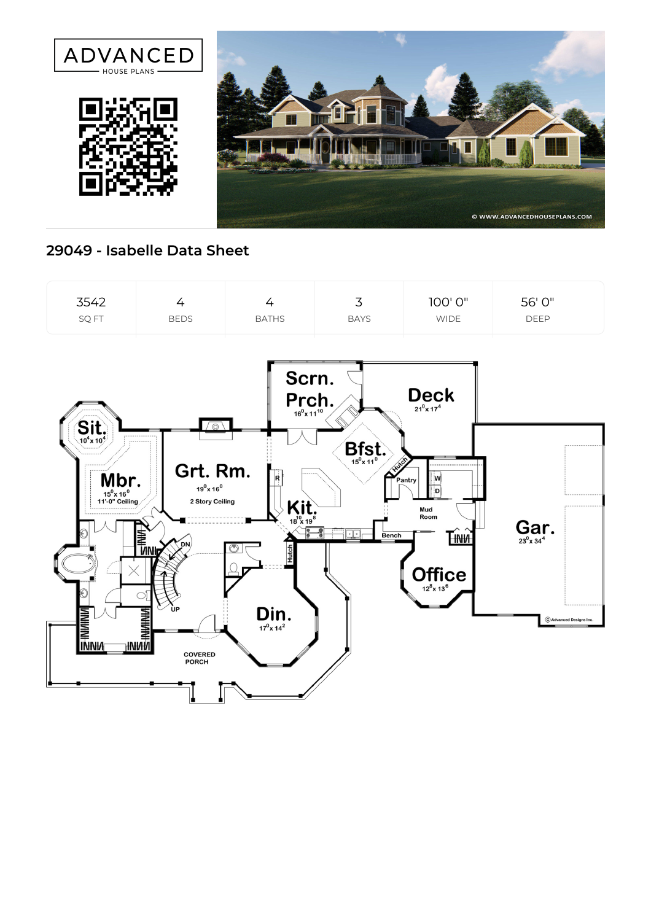ADVANCED
HOUSE PLANS

## 29049 - Isabelle Data Sheet

| 3542 | 4 | 4 | 3 | 100' 0" | 56' 0" |
|---|---|---|---|---|---|
| SQ FT | BEDS | BATHS | BAYS | WIDE | DEEP |

Scrn. Prch. 16⁰ x 11¹⁰

Deck 21⁰ x 17⁴

Sit. 10⁴ x 10⁴

Mbr. 15⁰ x 16⁰ 11'-0" Ceiling

Grt. Rm. 19⁰ x 16⁰ 2 Story Ceiling

Bfst. 15⁰ x 11⁰

Hutch

Pantry

Kit. 18¹⁰ x 19⁸

Mud Room

Bench

Gar. 23⁰ x 34⁴

Office 12⁸ x 13⁶

Din. 17⁰ x 14²

Hutch

DN

UP

COVERED PORCH

© Advanced Designs Inc.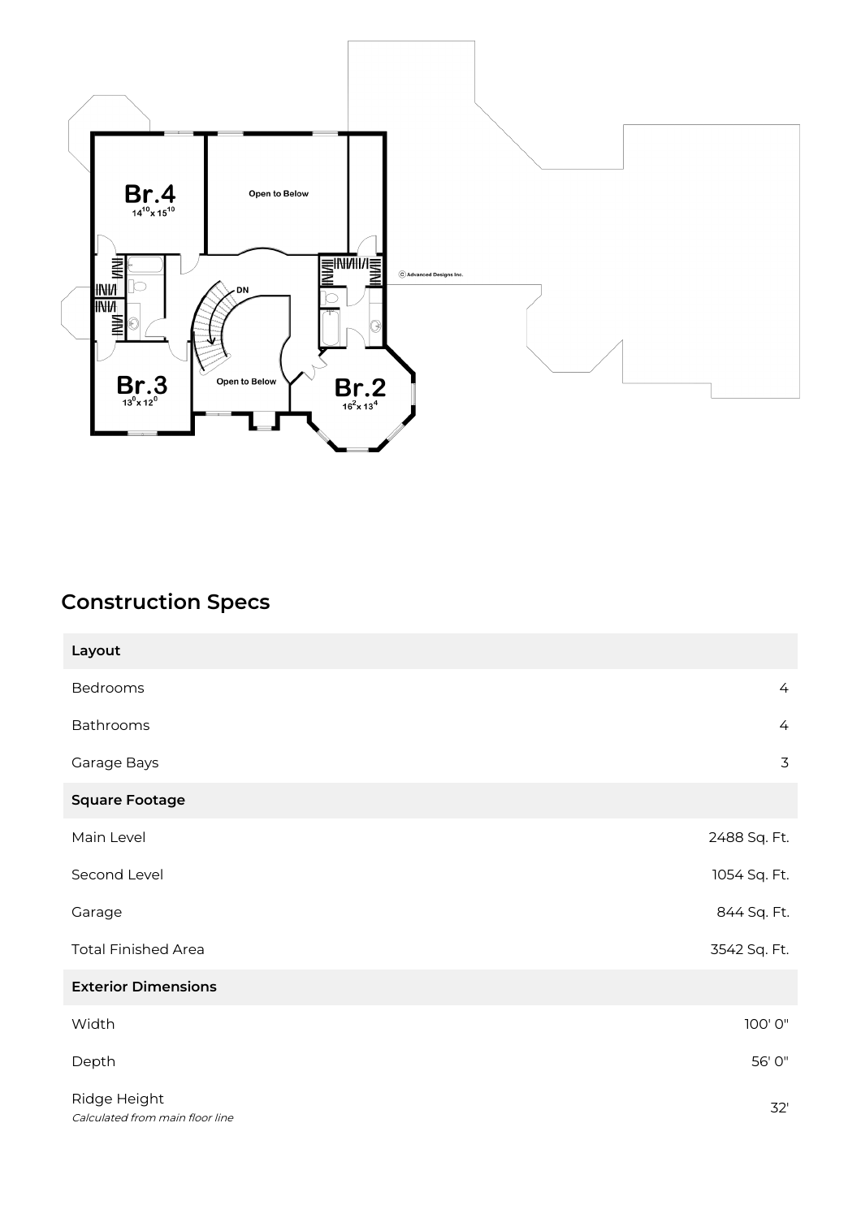Br.4
$14^{10} \times 15^{10}$

Open to Below

Br.3
$13^{0} \times 12^{0}$

Open to Below

DN

Br.2
$16^{2} \times 13^{4}$

Ⓒ Advanced Designs Inc.

## Construction Specs

| Layout | |
|---|---|
| Bedrooms | 4 |
| Bathrooms | 4 |
| Garage Bays | 3 |
| **Square Footage** | |
| Main Level | 2488 Sq. Ft. |
| Second Level | 1054 Sq. Ft. |
| Garage | 844 Sq. Ft. |
| Total Finished Area | 3542 Sq. Ft. |
| **Exterior Dimensions** | |
| Width | 100' 0" |
| Depth | 56' 0" |
| Ridge Height *Calculated from main floor line* | 32' |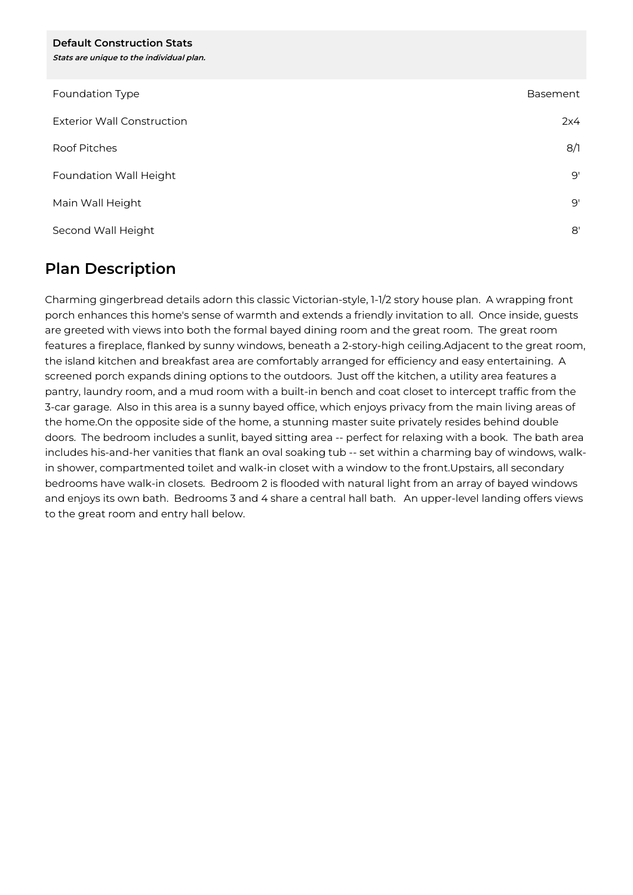| **Default Construction Stats**<br>***Stats are unique to the individual plan.*** | |
|---|---|
| Foundation Type | Basement |
| Exterior Wall Construction | 2x4 |
| Roof Pitches | 8/1 |
| Foundation Wall Height | 9' |
| Main Wall Height | 9' |
| Second Wall Height | 8' |

## Plan Description

Charming gingerbread details adorn this classic Victorian-style, 1-1/2 story house plan. A wrapping front porch enhances this home's sense of warmth and extends a friendly invitation to all. Once inside, guests are greeted with views into both the formal bayed dining room and the great room. The great room features a fireplace, flanked by sunny windows, beneath a 2-story-high ceiling.Adjacent to the great room, the island kitchen and breakfast area are comfortably arranged for efficiency and easy entertaining. A screened porch expands dining options to the outdoors. Just off the kitchen, a utility area features a pantry, laundry room, and a mud room with a built-in bench and coat closet to intercept traffic from the 3-car garage. Also in this area is a sunny bayed office, which enjoys privacy from the main living areas of the home.On the opposite side of the home, a stunning master suite privately resides behind double doors. The bedroom includes a sunlit, bayed sitting area -- perfect for relaxing with a book. The bath area includes his-and-her vanities that flank an oval soaking tub -- set within a charming bay of windows, walk-in shower, compartmented toilet and walk-in closet with a window to the front.Upstairs, all secondary bedrooms have walk-in closets. Bedroom 2 is flooded with natural light from an array of bayed windows and enjoys its own bath. Bedrooms 3 and 4 share a central hall bath. An upper-level landing offers views to the great room and entry hall below.